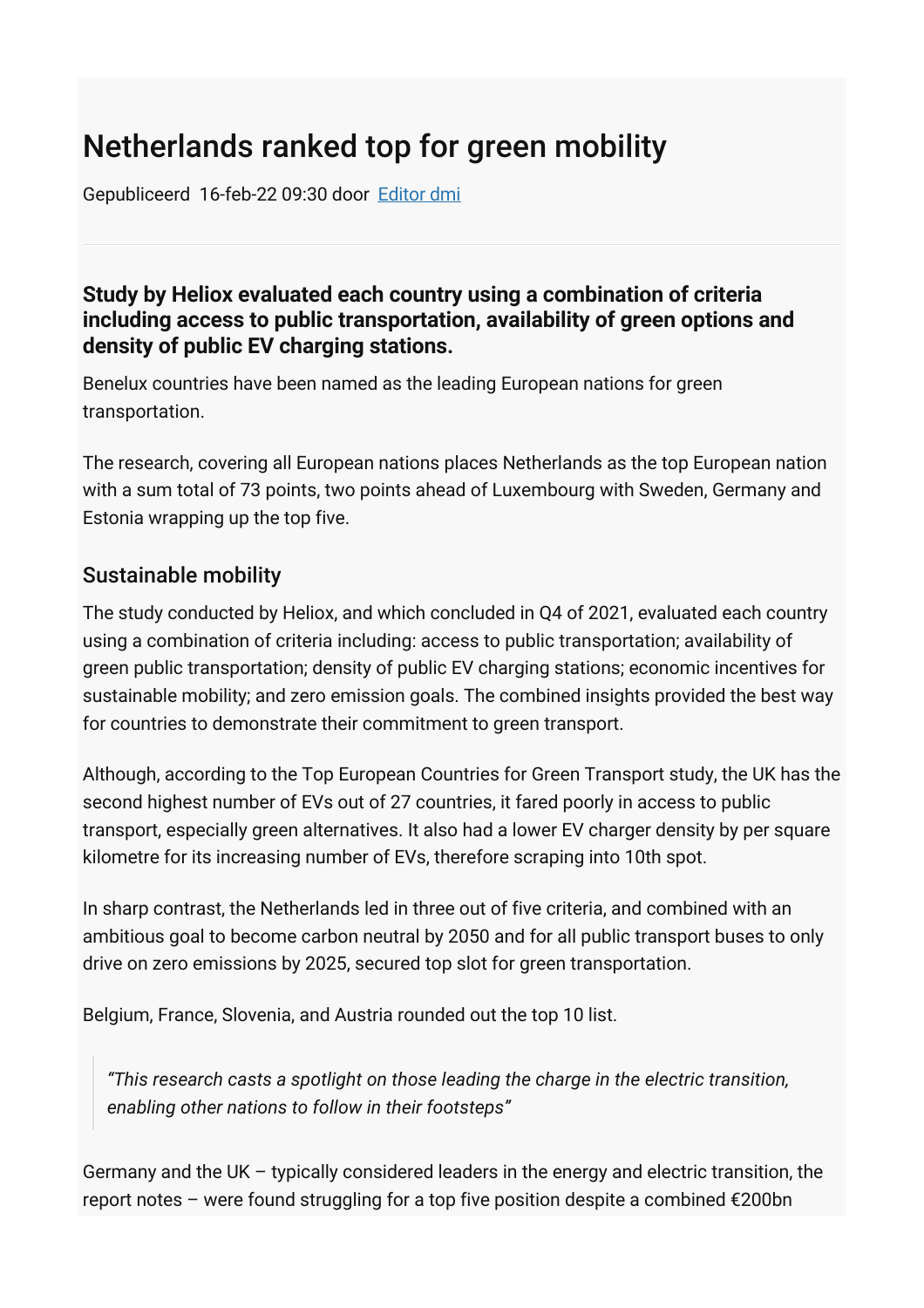# Netherlands ranked top for green mobility

Gepubliceerd 16-feb-22 09:30 door [Editor dmi]

**Study by Heliox evaluated each country using a combination of criteria including access to public transportation, availability of green options and density of public EV charging stations.**

Benelux countries have been named as the leading European nations for green transportation.

The research, covering all European nations places Netherlands as the top European nation with a sum total of 73 points, two points ahead of Luxembourg with Sweden, Germany and Estonia wrapping up the top five.

## Sustainable mobility

The study conducted by Heliox, and which concluded in Q4 of 2021, evaluated each country using a combination of criteria including: access to public transportation; availability of green public transportation; density of public EV charging stations; economic incentives for sustainable mobility; and zero emission goals. The combined insights provided the best way for countries to demonstrate their commitment to green transport.

Although, according to the Top European Countries for Green Transport study, the UK has the second highest number of EVs out of 27 countries, it fared poorly in access to public transport, especially green alternatives. It also had a lower EV charger density by per square kilometre for its increasing number of EVs, therefore scraping into 10th spot.

In sharp contrast, the Netherlands led in three out of five criteria, and combined with an ambitious goal to become carbon neutral by 2050 and for all public transport buses to only drive on zero emissions by 2025, secured top slot for green transportation.

Belgium, France, Slovenia, and Austria rounded out the top 10 list.

> *"This research casts a spotlight on those leading the charge in the electric transition, enabling other nations to follow in their footsteps"*

Germany and the UK – typically considered leaders in the energy and electric transition, the report notes – were found struggling for a top five position despite a combined €200bn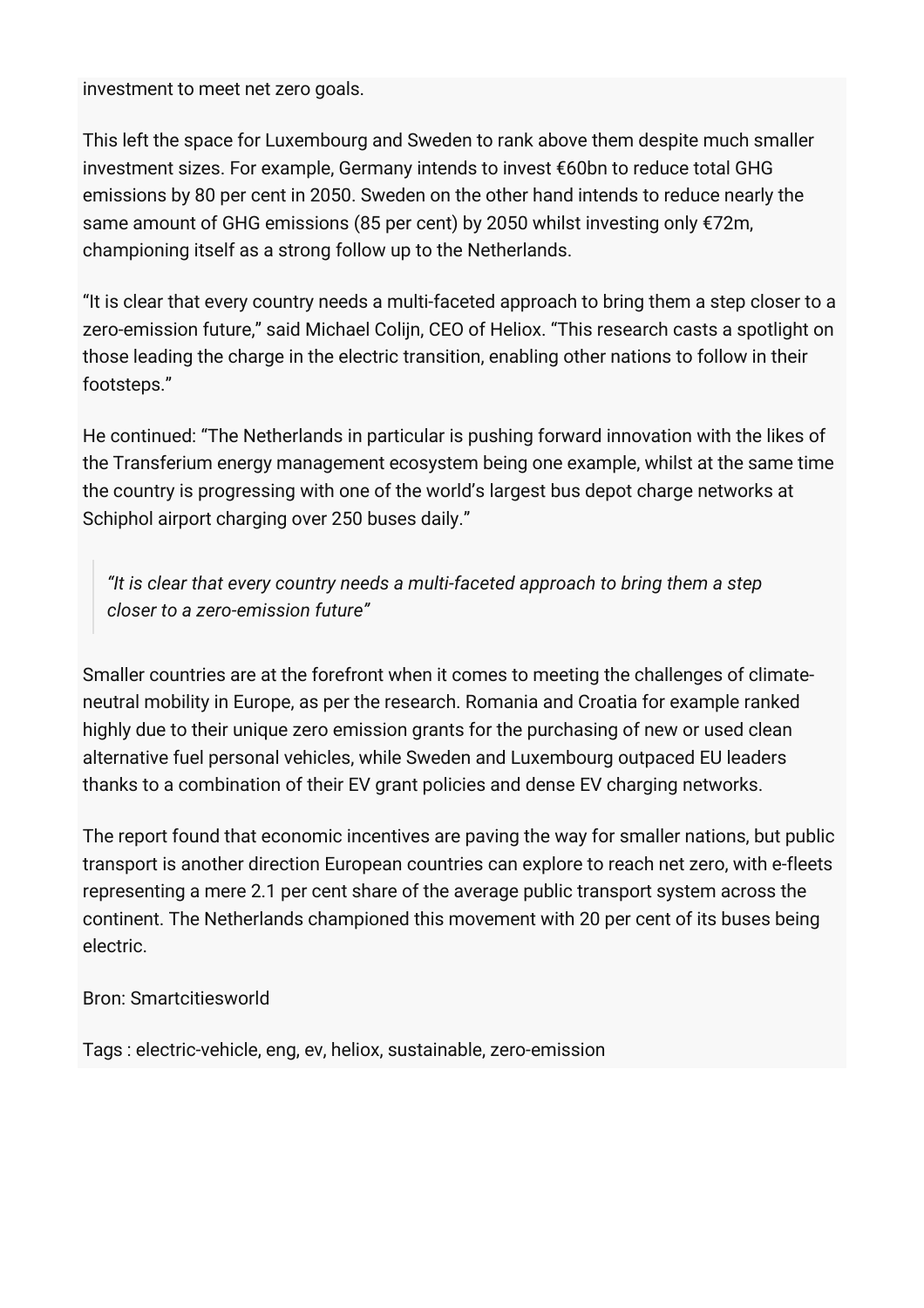investment to meet net zero goals.

This left the space for Luxembourg and Sweden to rank above them despite much smaller investment sizes. For example, Germany intends to invest €60bn to reduce total GHG emissions by 80 per cent in 2050. Sweden on the other hand intends to reduce nearly the same amount of GHG emissions (85 per cent) by 2050 whilst investing only €72m, championing itself as a strong follow up to the Netherlands.

“It is clear that every country needs a multi-faceted approach to bring them a step closer to a zero-emission future,” said Michael Colijn, CEO of Heliox. “This research casts a spotlight on those leading the charge in the electric transition, enabling other nations to follow in their footsteps.”

He continued: “The Netherlands in particular is pushing forward innovation with the likes of the Transferium energy management ecosystem being one example, whilst at the same time the country is progressing with one of the world’s largest bus depot charge networks at Schiphol airport charging over 250 buses daily.”

> *“It is clear that every country needs a multi-faceted approach to bring them a step closer to a zero-emission future”*

Smaller countries are at the forefront when it comes to meeting the challenges of climate-neutral mobility in Europe, as per the research. Romania and Croatia for example ranked highly due to their unique zero emission grants for the purchasing of new or used clean alternative fuel personal vehicles, while Sweden and Luxembourg outpaced EU leaders thanks to a combination of their EV grant policies and dense EV charging networks.

The report found that economic incentives are paving the way for smaller nations, but public transport is another direction European countries can explore to reach net zero, with e-fleets representing a mere 2.1 per cent share of the average public transport system across the continent. The Netherlands championed this movement with 20 per cent of its buses being electric.

Bron: Smartcitiesworld

Tags : electric-vehicle, eng, ev, heliox, sustainable, zero-emission